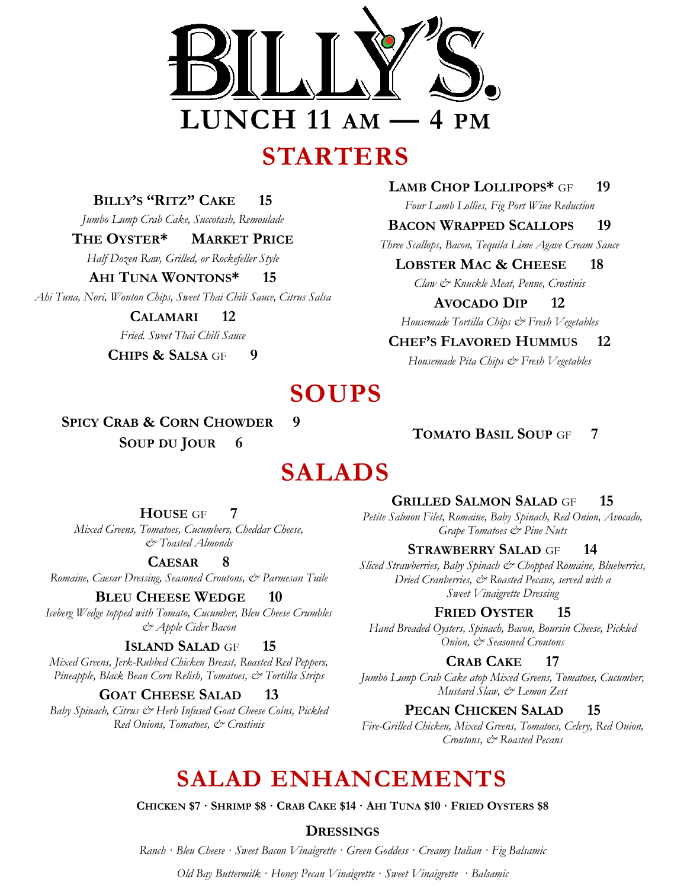# BILLY'S

## LUNCH 11 AM — 4 PM

## STARTERS

**Billy's "Ritz" Cake** 15
*Jumbo Lump Crab Cake, Succotash, Remoulade*

**The Oyster*** Market Price
*Half Dozen Raw, Grilled, or Rockefeller Style*

**Ahi Tuna Wontons*** 15
*Ahi Tuna, Nori, Wonton Chips, Sweet Thai Chili Sauce, Citrus Salsa*

**Calamari** 12
*Fried. Sweet Thai Chili Sauce*

**Chips & Salsa** GF 9

**Lamb Chop Lollipops*** GF 19
*Four Lamb Lollies, Fig Port Wine Reduction*

**Bacon Wrapped Scallops** 19
*Three Scallops, Bacon, Tequila Lime Agave Cream Sauce*

**Lobster Mac & Cheese** 18
*Claw & Knuckle Meat, Penne, Crostinis*

**Avocado Dip** 12
*Housemade Tortilla Chips & Fresh Vegetables*

**Chef's Flavored Hummus** 12
*Housemade Pita Chips & Fresh Vegetables*

## SOUPS

**Spicy Crab & Corn Chowder** 9

**Soup du Jour** 6

**Tomato Basil Soup** GF 7

## SALADS

**House** GF 7
*Mixed Greens, Tomatoes, Cucumbers, Cheddar Cheese, & Toasted Almonds*

**Caesar** 8
*Romaine, Caesar Dressing, Seasoned Croutons, & Parmesan Tuile*

**Bleu Cheese Wedge** 10
*Iceberg Wedge topped with Tomato, Cucumber, Bleu Cheese Crumbles & Apple Cider Bacon*

**Island Salad** GF 15
*Mixed Greens, Jerk-Rubbed Chicken Breast, Roasted Red Peppers, Pineapple, Black Bean Corn Relish, Tomatoes, & Tortilla Strips*

**Goat Cheese Salad** 13
*Baby Spinach, Citrus & Herb Infused Goat Cheese Coins, Pickled Red Onions, Tomatoes, & Crostinis*

**Grilled Salmon Salad** GF 15
*Petite Salmon Filet, Romaine, Baby Spinach, Red Onion, Avocado, Grape Tomatoes & Pine Nuts*

**Strawberry Salad** GF 14
*Sliced Strawberries, Baby Spinach & Chopped Romaine, Blueberries, Dried Cranberries, & Roasted Pecans, served with a Sweet Vinaigrette Dressing*

**Fried Oyster** 15
*Hand Breaded Oysters, Spinach, Bacon, Boursin Cheese, Pickled Onion, & Seasoned Croutons*

**Crab Cake** 17
*Jumbo Lump Crab Cake atop Mixed Greens, Tomatoes, Cucumber, Mustard Slaw, & Lemon Zest*

**Pecan Chicken Salad** 15
*Fire-Grilled Chicken, Mixed Greens, Tomatoes, Celery, Red Onion, Croutons, & Roasted Pecans*

## SALAD ENHANCEMENTS

**Chicken $7 · Shrimp $8 · Crab Cake $14 · Ahi Tuna $10 · Fried Oysters $8**

### Dressings

*Ranch · Bleu Cheese · Sweet Bacon Vinaigrette · Green Goddess · Creamy Italian · Fig Balsamic*

*Old Bay Buttermilk · Honey Pecan Vinaigrette · Sweet Vinaigrette · Balsamic*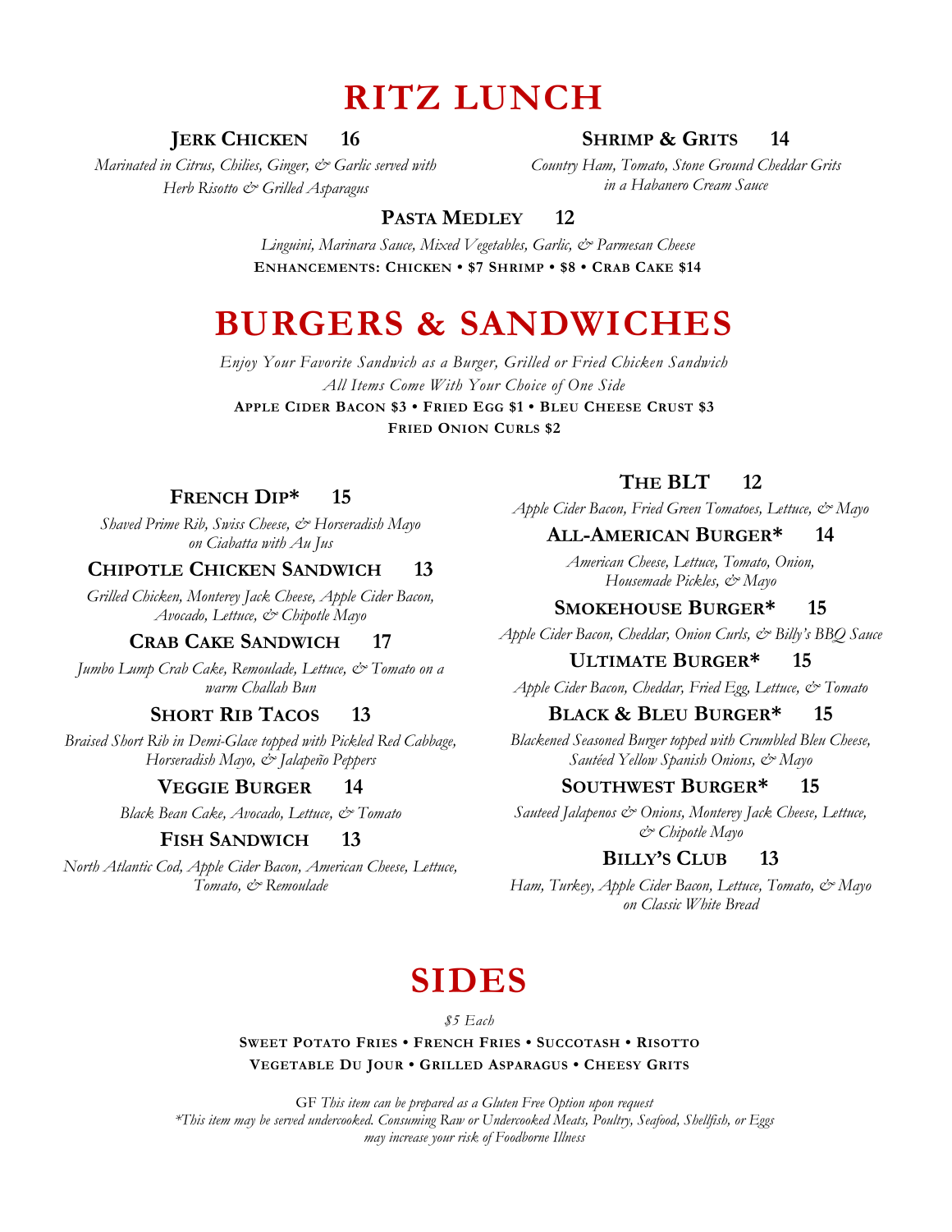# RITZ LUNCH

### JERK CHICKEN 16

*Marinated in Citrus, Chilies, Ginger, & Garlic served with Herb Risotto & Grilled Asparagus*

### SHRIMP & GRITS 14

*Country Ham, Tomato, Stone Ground Cheddar Grits in a Habanero Cream Sauce*

### PASTA MEDLEY 12

*Linguini, Marinara Sauce, Mixed Vegetables, Garlic, & Parmesan Cheese*

**ENHANCEMENTS: CHICKEN • $7 SHRIMP • $8 • CRAB CAKE $14**

# BURGERS & SANDWICHES

*Enjoy Your Favorite Sandwich as a Burger, Grilled or Fried Chicken Sandwich*
*All Items Come With Your Choice of One Side*

**APPLE CIDER BACON $3 • FRIED EGG $1 • BLEU CHEESE CRUST $3**
**FRIED ONION CURLS $2**

### FRENCH DIP* 15

*Shaved Prime Rib, Swiss Cheese, & Horseradish Mayo on Ciabatta with Au Jus*

### CHIPOTLE CHICKEN SANDWICH 13

*Grilled Chicken, Monterey Jack Cheese, Apple Cider Bacon, Avocado, Lettuce, & Chipotle Mayo*

### CRAB CAKE SANDWICH 17

*Jumbo Lump Crab Cake, Remoulade, Lettuce, & Tomato on a warm Challah Bun*

### SHORT RIB TACOS 13

*Braised Short Rib in Demi-Glace topped with Pickled Red Cabbage, Horseradish Mayo, & Jalapeño Peppers*

### VEGGIE BURGER 14

*Black Bean Cake, Avocado, Lettuce, & Tomato*

### FISH SANDWICH 13

*North Atlantic Cod, Apple Cider Bacon, American Cheese, Lettuce, Tomato, & Remoulade*

### THE BLT 12

*Apple Cider Bacon, Fried Green Tomatoes, Lettuce, & Mayo*

### ALL-AMERICAN BURGER* 14

*American Cheese, Lettuce, Tomato, Onion, Housemade Pickles, & Mayo*

### SMOKEHOUSE BURGER* 15

*Apple Cider Bacon, Cheddar, Onion Curls, & Billy's BBQ Sauce*

### ULTIMATE BURGER* 15

*Apple Cider Bacon, Cheddar, Fried Egg, Lettuce, & Tomato*

### BLACK & BLEU BURGER* 15

*Blackened Seasoned Burger topped with Crumbled Bleu Cheese, Sautéed Yellow Spanish Onions, & Mayo*

### SOUTHWEST BURGER* 15

*Sauteed Jalapenos & Onions, Monterey Jack Cheese, Lettuce, & Chipotle Mayo*

### BILLY'S CLUB 13

*Ham, Turkey, Apple Cider Bacon, Lettuce, Tomato, & Mayo on Classic White Bread*

# SIDES

*$5 Each*

**SWEET POTATO FRIES • FRENCH FRIES • SUCCOTASH • RISOTTO**
**VEGETABLE DU JOUR • GRILLED ASPARAGUS • CHEESY GRITS**

GF *This item can be prepared as a Gluten Free Option upon request*
*\*This item may be served undercooked. Consuming Raw or Undercooked Meats, Poultry, Seafood, Shellfish, or Eggs may increase your risk of Foodborne Illness*